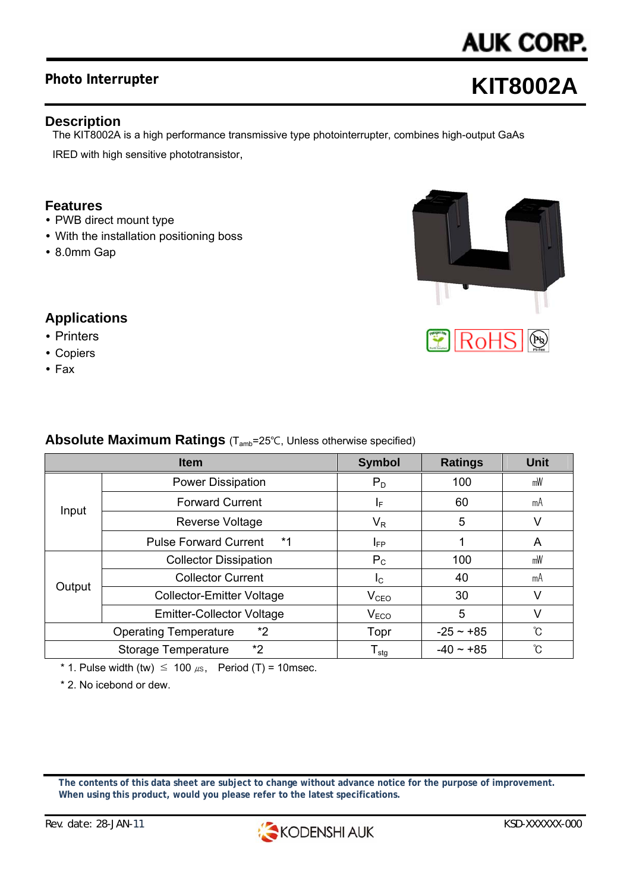AUK CORP.

## Photo Interrupter

# KIT8002A

## Description

The KIT8002A is a high performance transmissive type photointerrupter, combines high-output GaAs IRED with high sensitive phototransistor,

## Features

- PWB direct mount type
- With the installation positioning boss
- 8.0mm Gap

## Applications

- Printers
- Copiers
- Fax

## Absolute Maximum Ratings ($T_{amb}$=25℃, Unless otherwise specified)

| Item | | Symbol | Ratings | Unit |
|---|---|---|---|---|
| Input | Power Dissipation | $P_D$ | 100 | ㎽ |
| | Forward Current | $I_F$ | 60 | ㎃ |
| | Reverse Voltage | $V_R$ | 5 | V |
| | Pulse Forward Current *1 | $I_{FP}$ | 1 | A |
| Output | Collector Dissipation | $P_C$ | 100 | ㎽ |
| | Collector Current | $I_C$ | 40 | ㎃ |
| | Collector-Emitter Voltage | $V_{CEO}$ | 30 | V |
| | Emitter-Collector Voltage | $V_{ECO}$ | 5 | V |
| Operating Temperature *2 | | Topr | -25 ~ +85 | ℃ |
| Storage Temperature *2 | | $T_{stg}$ | -40 ~ +85 | ℃ |

* 1. Pulse width (tw) ≤ 100 ㎲, Period (T) = 10msec.
* 2. No icebond or dew.

**The contents of this data sheet are subject to change without advance notice for the purpose of improvement. When using this product, would you please refer to the latest specifications.**

Rev. date: 28-JAN-11 KODENSHI AUK KSD-XXXXXX-000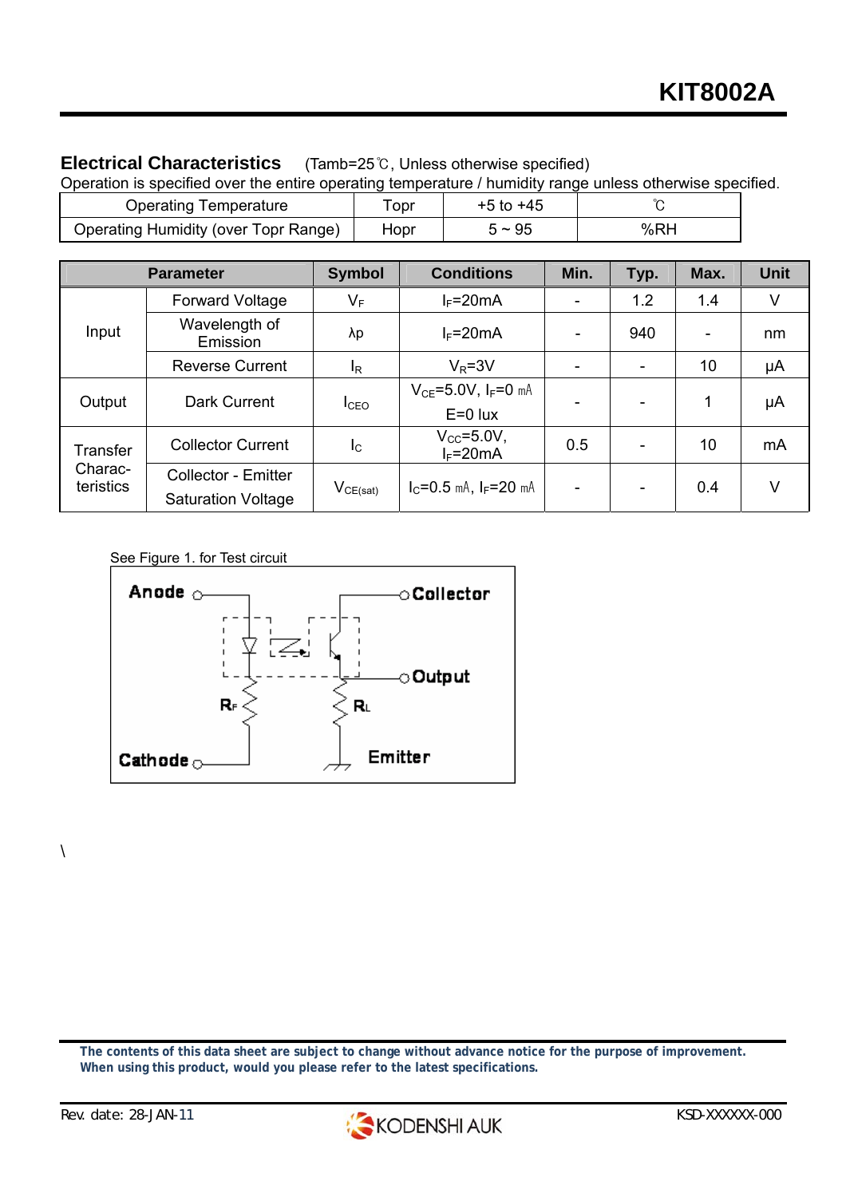## Electrical Characteristics (Tamb=25℃, Unless otherwise specified)

Operation is specified over the entire operating temperature / humidity range unless otherwise specified.

| Operating Temperature | Topr | +5 to +45 | ℃ |
|---|---|---|---|
| Operating Humidity (over Topr Range) | Hopr | 5 ~ 95 | %RH |

| Parameter | | Symbol | Conditions | Min. | Typ. | Max. | Unit |
|---|---|---|---|---|---|---|---|
| Input | Forward Voltage | $V_F$ | $I_F$=20mA | - | 1.2 | 1.4 | V |
| | Wavelength of Emission | λp | $I_F$=20mA | - | 940 | - | nm |
| | Reverse Current | $I_R$ | $V_R$=3V | - | - | 10 | μA |
| Output | Dark Current | $I_{CEO}$ | $V_{CE}$=5.0V, $I_F$=0 mA E=0 lux | - | - | 1 | μA |
| Transfer Characteristics | Collector Current | $I_C$ | $V_{CC}$=5.0V, $I_F$=20mA | 0.5 | - | 10 | mA |
| | Collector - Emitter Saturation Voltage | $V_{CE(sat)}$ | $I_C$=0.5 mA, $I_F$=20 mA | - | - | 0.4 | V |

See Figure 1. for Test circuit

Anode, Collector, Output, $R_F$, $R_L$, Cathode, Emitter

\

**The contents of this data sheet are subject to change without advance notice for the purpose of improvement. When using this product, would you please refer to the latest specifications.**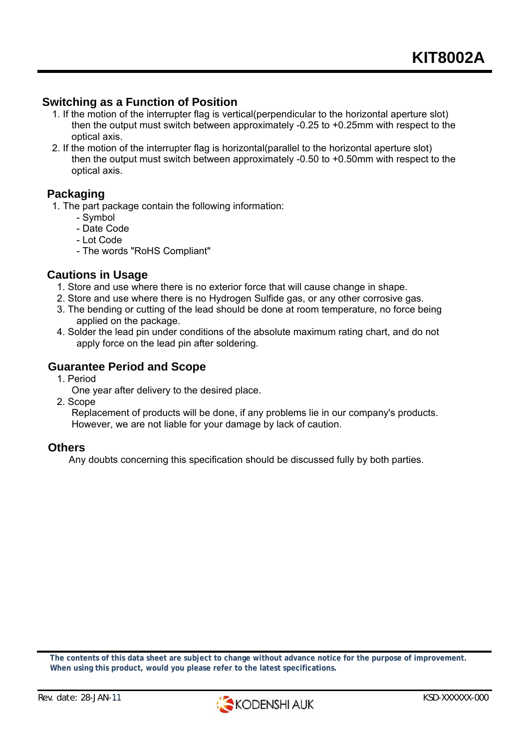## Switching as a Function of Position

1. If the motion of the interrupter flag is vertical(perpendicular to the horizontal aperture slot) then the output must switch between approximately -0.25 to +0.25mm with respect to the optical axis.
2. If the motion of the interrupter flag is horizontal(parallel to the horizontal aperture slot) then the output must switch between approximately -0.50 to +0.50mm with respect to the optical axis.

## Packaging

1. The part package contain the following information:
   - Symbol
   - Date Code
   - Lot Code
   - The words "RoHS Compliant"

## Cautions in Usage

1. Store and use where there is no exterior force that will cause change in shape.
2. Store and use where there is no Hydrogen Sulfide gas, or any other corrosive gas.
3. The bending or cutting of the lead should be done at room temperature, no force being applied on the package.
4. Solder the lead pin under conditions of the absolute maximum rating chart, and do not apply force on the lead pin after soldering.

## Guarantee Period and Scope

1. Period

   One year after delivery to the desired place.

2. Scope

   Replacement of products will be done, if any problems lie in our company's products. However, we are not liable for your damage by lack of caution.

## Others

Any doubts concerning this specification should be discussed fully by both parties.

**The contents of this data sheet are subject to change without advance notice for the purpose of improvement. When using this product, would you please refer to the latest specifications.**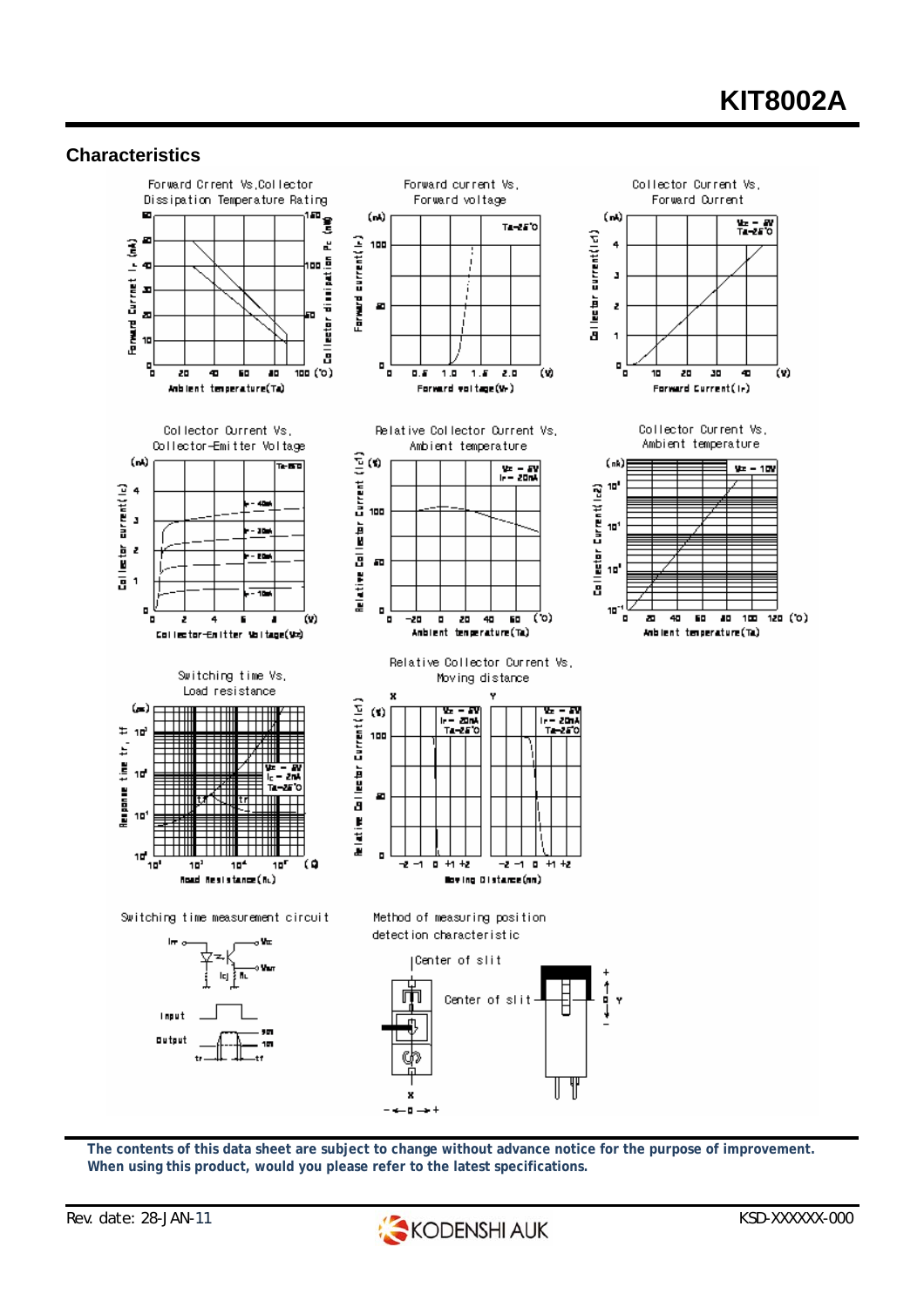## Characteristics

Forward Crrent Vs,Collector Dissipation Temperature Rating

Forward current Vs, Forward voltage

Collector Current Vs, Forward Current

Collector Current Vs, Collector-Emitter Voltage

Relative Collector Current Vs, Ambient temperature

Collector Current Vs, Ambient temperature

Switching time Vs, Load resistance

Relative Collector Current Vs, Moving distance

Switching time measurement circuit

Method of measuring position detection characteristic

**The contents of this data sheet are subject to change without advance notice for the purpose of improvement. When using this product, would you please refer to the latest specifications.**

Rev. date: 28-JAN-11

KSD-XXXXXX-000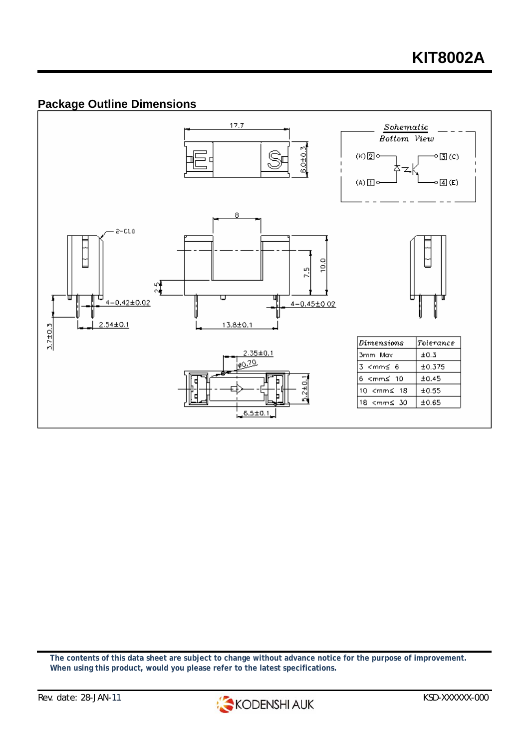## Package Outline Dimensions

17.7

6.0±0.3

Schematic
Bottom View

(K) 2
3 (C)
(A) 1
4 (E)

8

2-C1.0

10.0
7.5
2.5

4-0.42±0.02
4-0.45±0.02

3.7±0.3

2.54±0.1
13.8±0.1

2.35±0.1
φ0.70
5.2±0.1
6.5±0.1

| Dimensions | Tolerance |
| --- | --- |
| 3mm Max | ±0.3 |
| 3 <mm≤ 6 | ±0.375 |
| 6 <mm≤ 10 | ±0.45 |
| 10 <mm≤ 18 | ±0.55 |
| 18 <mm≤ 30 | ±0.65 |

**The contents of this data sheet are subject to change without advance notice for the purpose of improvement. When using this product, would you please refer to the latest specifications.**